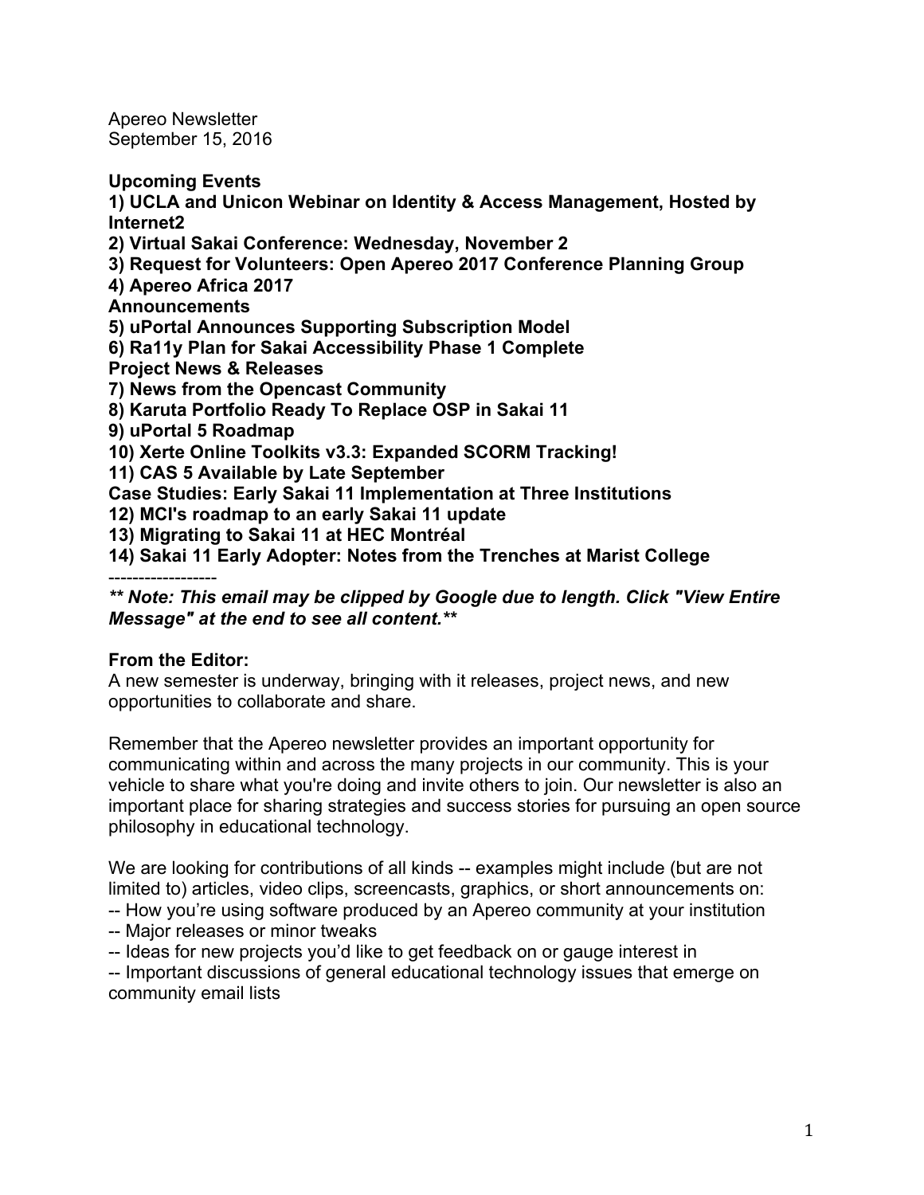Apereo Newsletter
September 15, 2016

**Upcoming Events**
**1) UCLA and Unicon Webinar on Identity & Access Management, Hosted by Internet2**
**2) Virtual Sakai Conference: Wednesday, November 2**
**3) Request for Volunteers: Open Apereo 2017 Conference Planning Group**
**4) Apereo Africa 2017**
**Announcements**
**5) uPortal Announces Supporting Subscription Model**
**6) Ra11y Plan for Sakai Accessibility Phase 1 Complete**
**Project News & Releases**
**7) News from the Opencast Community**
**8) Karuta Portfolio Ready To Replace OSP in Sakai 11**
**9) uPortal 5 Roadmap**
**10) Xerte Online Toolkits v3.3: Expanded SCORM Tracking!**
**11) CAS 5 Available by Late September**
**Case Studies: Early Sakai 11 Implementation at Three Institutions**
**12) MCI's roadmap to an early Sakai 11 update**
**13) Migrating to Sakai 11 at HEC Montréal**
**14) Sakai 11 Early Adopter: Notes from the Trenches at Marist College**

------------------

***\*\* Note: This email may be clipped by Google due to length. Click "View Entire Message" at the end to see all content.\*\****

**From the Editor:**
A new semester is underway, bringing with it releases, project news, and new opportunities to collaborate and share.

Remember that the Apereo newsletter provides an important opportunity for communicating within and across the many projects in our community. This is your vehicle to share what you're doing and invite others to join. Our newsletter is also an important place for sharing strategies and success stories for pursuing an open source philosophy in educational technology.

We are looking for contributions of all kinds -- examples might include (but are not limited to) articles, video clips, screencasts, graphics, or short announcements on:
-- How you're using software produced by an Apereo community at your institution
-- Major releases or minor tweaks
-- Ideas for new projects you'd like to get feedback on or gauge interest in
-- Important discussions of general educational technology issues that emerge on community email lists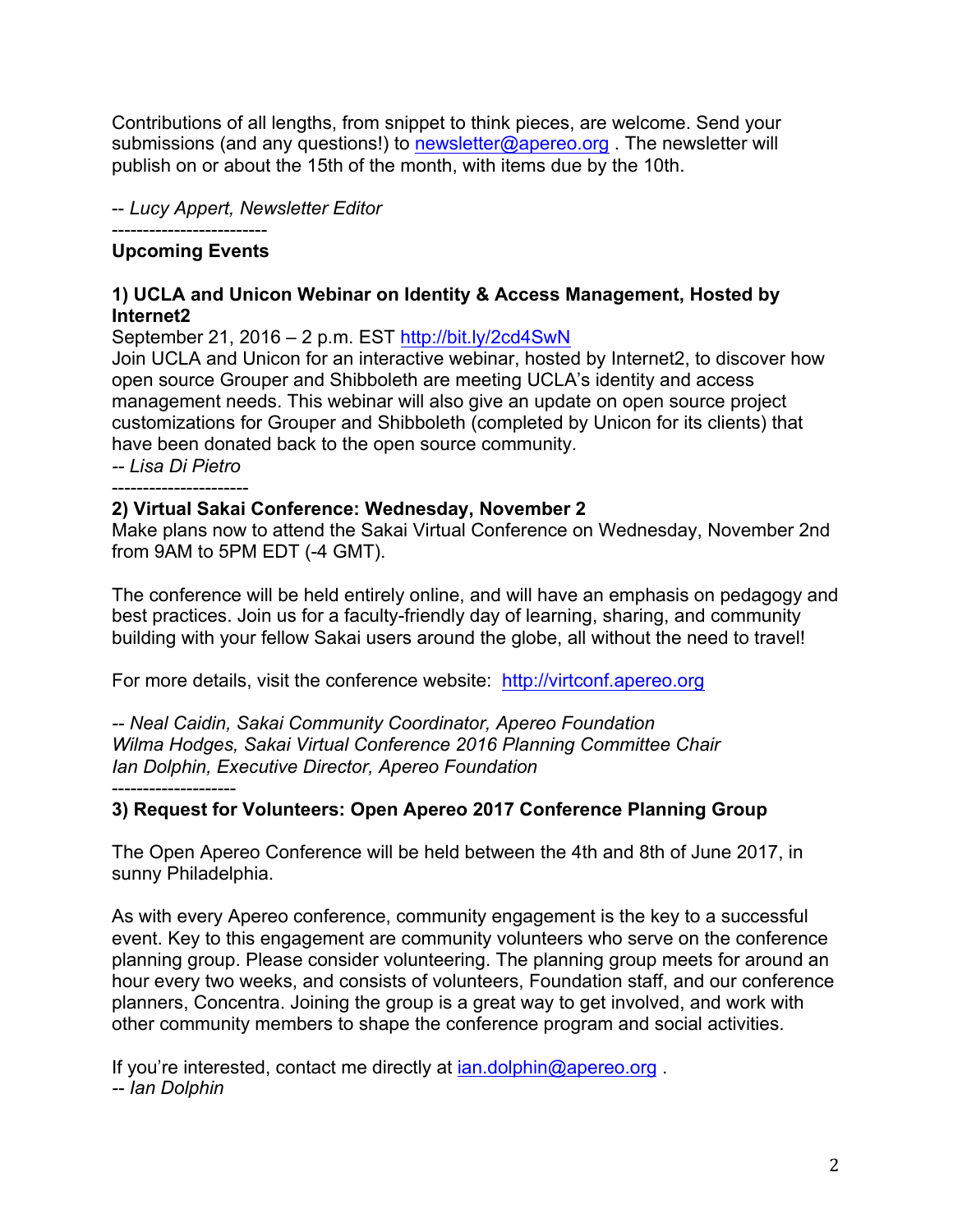Contributions of all lengths, from snippet to think pieces, are welcome. Send your submissions (and any questions!) to newsletter@apereo.org . The newsletter will publish on or about the 15th of the month, with items due by the 10th.

*-- Lucy Appert, Newsletter Editor*

-------------------------

**Upcoming Events**

**1) UCLA and Unicon Webinar on Identity & Access Management, Hosted by Internet2**

September 21, 2016 – 2 p.m. EST http://bit.ly/2cd4SwN

Join UCLA and Unicon for an interactive webinar, hosted by Internet2, to discover how open source Grouper and Shibboleth are meeting UCLA's identity and access management needs. This webinar will also give an update on open source project customizations for Grouper and Shibboleth (completed by Unicon for its clients) that have been donated back to the open source community.

*-- Lisa Di Pietro*

----------------------

**2) Virtual Sakai Conference: Wednesday, November 2**

Make plans now to attend the Sakai Virtual Conference on Wednesday, November 2nd from 9AM to 5PM EDT (-4 GMT).

The conference will be held entirely online, and will have an emphasis on pedagogy and best practices. Join us for a faculty-friendly day of learning, sharing, and community building with your fellow Sakai users around the globe, all without the need to travel!

For more details, visit the conference website: http://virtconf.apereo.org

*-- Neal Caidin, Sakai Community Coordinator, Apereo Foundation*
*Wilma Hodges, Sakai Virtual Conference 2016 Planning Committee Chair*
*Ian Dolphin, Executive Director, Apereo Foundation*

--------------------

**3) Request for Volunteers: Open Apereo 2017 Conference Planning Group**

The Open Apereo Conference will be held between the 4th and 8th of June 2017, in sunny Philadelphia.

As with every Apereo conference, community engagement is the key to a successful event. Key to this engagement are community volunteers who serve on the conference planning group. Please consider volunteering. The planning group meets for around an hour every two weeks, and consists of volunteers, Foundation staff, and our conference planners, Concentra. Joining the group is a great way to get involved, and work with other community members to shape the conference program and social activities.

If you're interested, contact me directly at ian.dolphin@apereo.org .

*-- Ian Dolphin*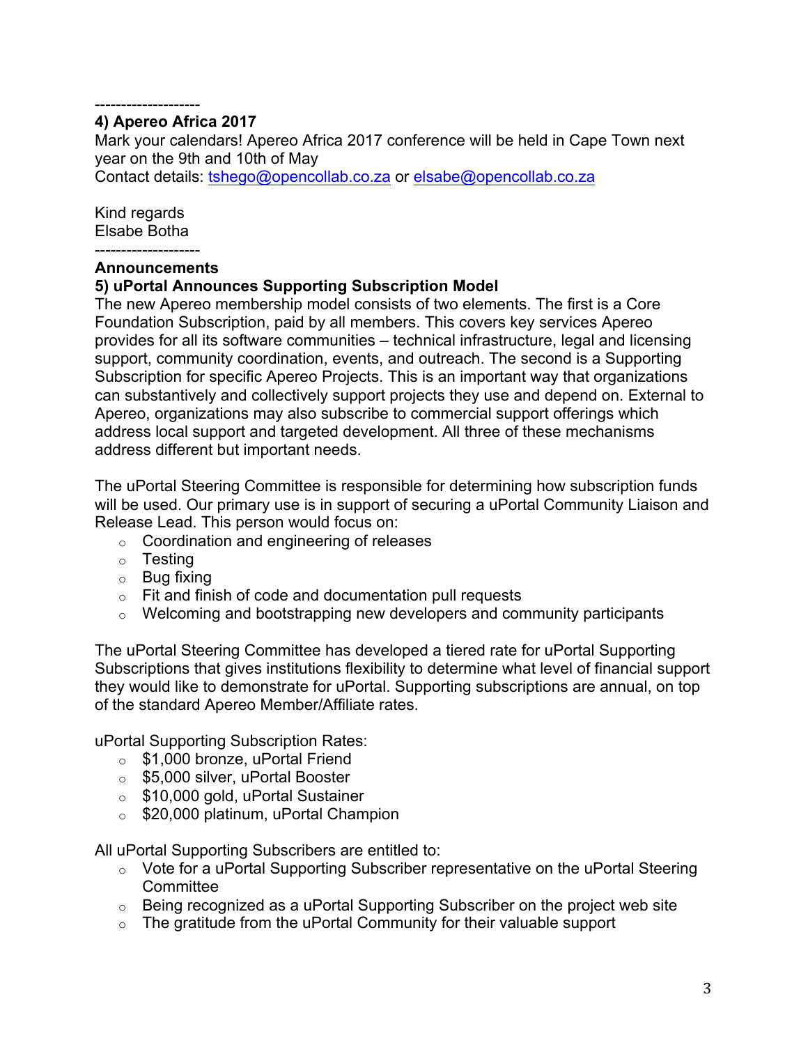--------------------

**4) Apereo Africa 2017**

Mark your calendars! Apereo Africa 2017 conference will be held in Cape Town next year on the 9th and 10th of May

Contact details: tshego@opencollab.co.za or elsabe@opencollab.co.za

Kind regards
Elsabe Botha

--------------------

**Announcements**

**5) uPortal Announces Supporting Subscription Model**

The new Apereo membership model consists of two elements. The first is a Core Foundation Subscription, paid by all members. This covers key services Apereo provides for all its software communities – technical infrastructure, legal and licensing support, community coordination, events, and outreach. The second is a Supporting Subscription for specific Apereo Projects. This is an important way that organizations can substantively and collectively support projects they use and depend on. External to Apereo, organizations may also subscribe to commercial support offerings which address local support and targeted development. All three of these mechanisms address different but important needs.

The uPortal Steering Committee is responsible for determining how subscription funds will be used. Our primary use is in support of securing a uPortal Community Liaison and Release Lead. This person would focus on:

- Coordination and engineering of releases
- Testing
- Bug fixing
- Fit and finish of code and documentation pull requests
- Welcoming and bootstrapping new developers and community participants

The uPortal Steering Committee has developed a tiered rate for uPortal Supporting Subscriptions that gives institutions flexibility to determine what level of financial support they would like to demonstrate for uPortal. Supporting subscriptions are annual, on top of the standard Apereo Member/Affiliate rates.

uPortal Supporting Subscription Rates:

- $1,000 bronze, uPortal Friend
- $5,000 silver, uPortal Booster
- $10,000 gold, uPortal Sustainer
- $20,000 platinum, uPortal Champion

All uPortal Supporting Subscribers are entitled to:

- Vote for a uPortal Supporting Subscriber representative on the uPortal Steering Committee
- Being recognized as a uPortal Supporting Subscriber on the project web site
- The gratitude from the uPortal Community for their valuable support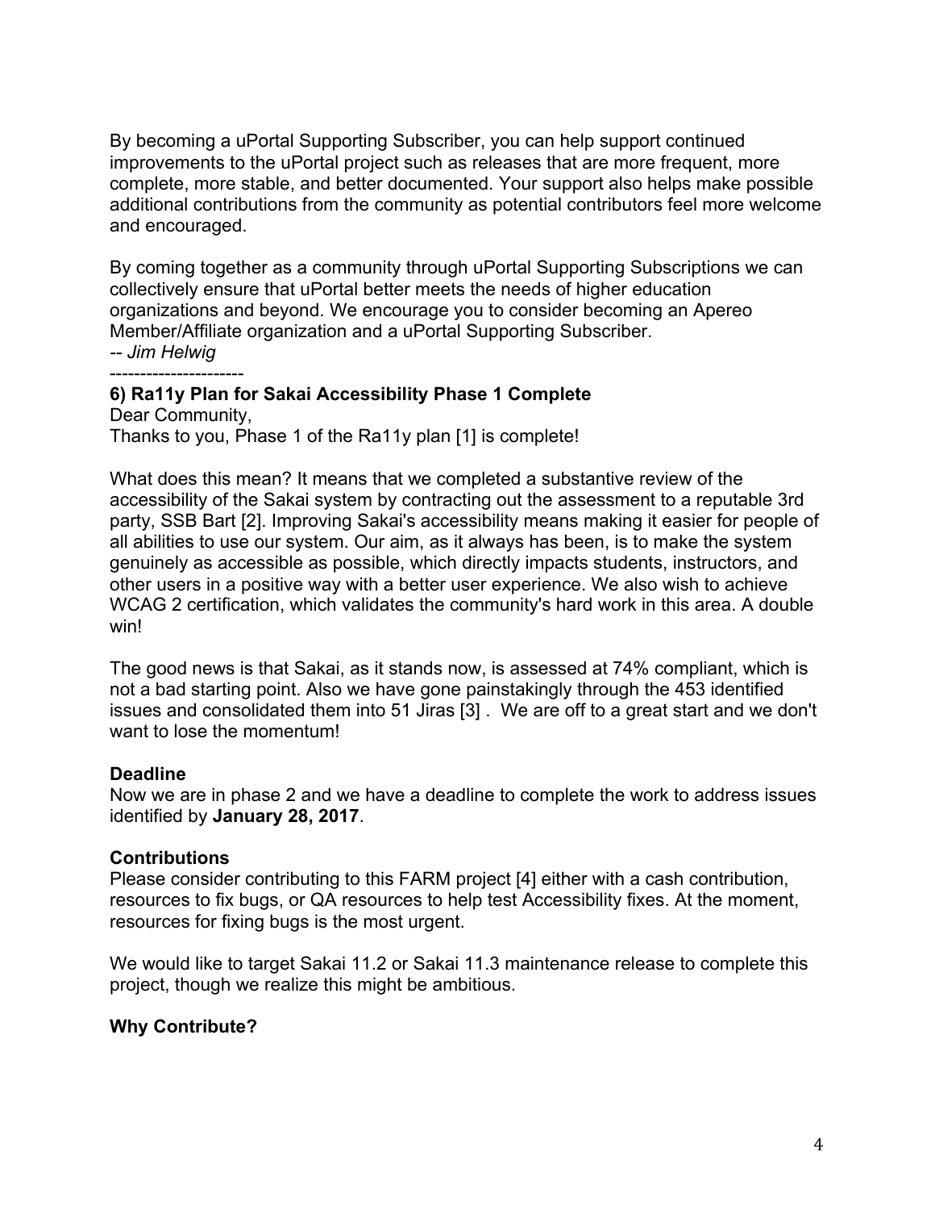By becoming a uPortal Supporting Subscriber, you can help support continued improvements to the uPortal project such as releases that are more frequent, more complete, more stable, and better documented. Your support also helps make possible additional contributions from the community as potential contributors feel more welcome and encouraged.

By coming together as a community through uPortal Supporting Subscriptions we can collectively ensure that uPortal better meets the needs of higher education organizations and beyond. We encourage you to consider becoming an Apereo Member/Affiliate organization and a uPortal Supporting Subscriber.
*-- Jim Helwig*

----------------------

**6) Ra11y Plan for Sakai Accessibility Phase 1 Complete**
Dear Community,
Thanks to you, Phase 1 of the Ra11y plan [1] is complete!

What does this mean? It means that we completed a substantive review of the accessibility of the Sakai system by contracting out the assessment to a reputable 3rd party, SSB Bart [2]. Improving Sakai's accessibility means making it easier for people of all abilities to use our system. Our aim, as it always has been, is to make the system genuinely as accessible as possible, which directly impacts students, instructors, and other users in a positive way with a better user experience. We also wish to achieve WCAG 2 certification, which validates the community's hard work in this area. A double win!

The good news is that Sakai, as it stands now, is assessed at 74% compliant, which is not a bad starting point. Also we have gone painstakingly through the 453 identified issues and consolidated them into 51 Jiras [3] . We are off to a great start and we don't want to lose the momentum!

**Deadline**
Now we are in phase 2 and we have a deadline to complete the work to address issues identified by **January 28, 2017**.

**Contributions**
Please consider contributing to this FARM project [4] either with a cash contribution, resources to fix bugs, or QA resources to help test Accessibility fixes. At the moment, resources for fixing bugs is the most urgent.

We would like to target Sakai 11.2 or Sakai 11.3 maintenance release to complete this project, though we realize this might be ambitious.

**Why Contribute?**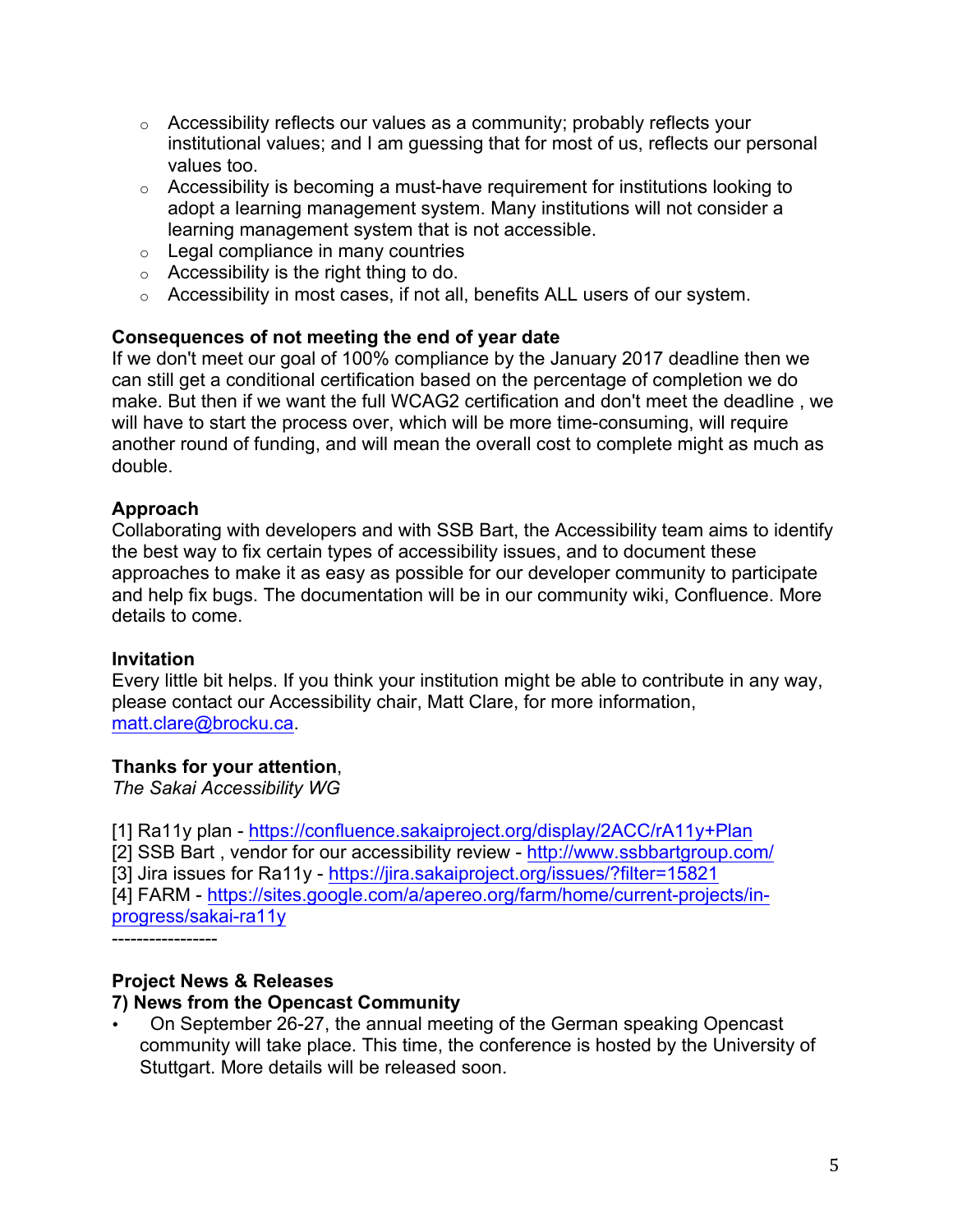- Accessibility reflects our values as a community; probably reflects your institutional values; and I am guessing that for most of us, reflects our personal values too.
- Accessibility is becoming a must-have requirement for institutions looking to adopt a learning management system. Many institutions will not consider a learning management system that is not accessible.
- Legal compliance in many countries
- Accessibility is the right thing to do.
- Accessibility in most cases, if not all, benefits ALL users of our system.

**Consequences of not meeting the end of year date**
If we don't meet our goal of 100% compliance by the January 2017 deadline then we can still get a conditional certification based on the percentage of completion we do make. But then if we want the full WCAG2 certification and don't meet the deadline , we will have to start the process over, which will be more time-consuming, will require another round of funding, and will mean the overall cost to complete might as much as double.

**Approach**
Collaborating with developers and with SSB Bart, the Accessibility team aims to identify the best way to fix certain types of accessibility issues, and to document these approaches to make it as easy as possible for our developer community to participate and help fix bugs. The documentation will be in our community wiki, Confluence. More details to come.

**Invitation**
Every little bit helps. If you think your institution might be able to contribute in any way, please contact our Accessibility chair, Matt Clare, for more information, matt.clare@brocku.ca.

**Thanks for your attention**,
*The Sakai Accessibility WG*

[1] Ra11y plan - https://confluence.sakaiproject.org/display/2ACC/rA11y+Plan
[2] SSB Bart , vendor for our accessibility review - http://www.ssbbartgroup.com/
[3] Jira issues for Ra11y - https://jira.sakaiproject.org/issues/?filter=15821
[4] FARM - https://sites.google.com/a/apereo.org/farm/home/current-projects/in-progress/sakai-ra11y

-----------------

**Project News & Releases**

**7) News from the Opencast Community**

- On September 26-27, the annual meeting of the German speaking Opencast community will take place. This time, the conference is hosted by the University of Stuttgart. More details will be released soon.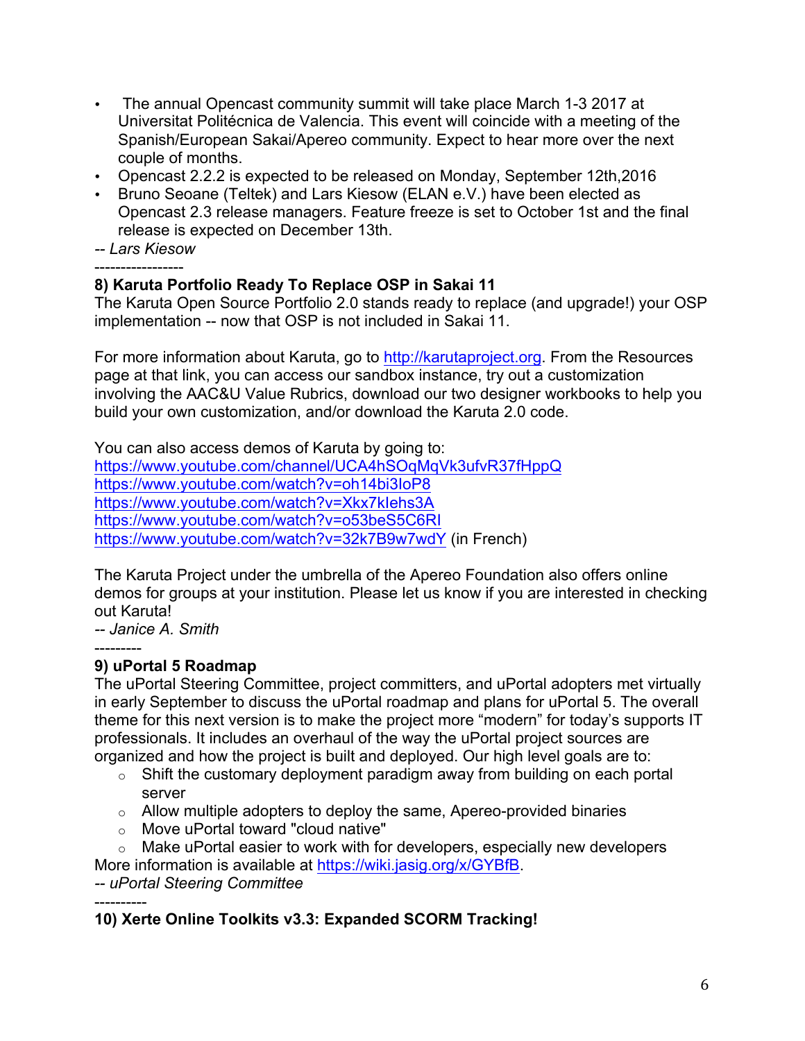- The annual Opencast community summit will take place March 1-3 2017 at Universitat Politécnica de Valencia. This event will coincide with a meeting of the Spanish/European Sakai/Apereo community. Expect to hear more over the next couple of months.
- Opencast 2.2.2 is expected to be released on Monday, September 12th,2016
- Bruno Seoane (Teltek) and Lars Kiesow (ELAN e.V.) have been elected as Opencast 2.3 release managers. Feature freeze is set to October 1st and the final release is expected on December 13th.

*-- Lars Kiesow*

-----------------

**8) Karuta Portfolio Ready To Replace OSP in Sakai 11**

The Karuta Open Source Portfolio 2.0 stands ready to replace (and upgrade!) your OSP implementation -- now that OSP is not included in Sakai 11.

For more information about Karuta, go to http://karutaproject.org. From the Resources page at that link, you can access our sandbox instance, try out a customization involving the AAC&U Value Rubrics, download our two designer workbooks to help you build your own customization, and/or download the Karuta 2.0 code.

You can also access demos of Karuta by going to:
https://www.youtube.com/channel/UCA4hSOqMqVk3ufvR37fHppQ
https://www.youtube.com/watch?v=oh14bi3loP8
https://www.youtube.com/watch?v=Xkx7klehs3A
https://www.youtube.com/watch?v=o53beS5C6RI
https://www.youtube.com/watch?v=32k7B9w7wdY (in French)

The Karuta Project under the umbrella of the Apereo Foundation also offers online demos for groups at your institution. Please let us know if you are interested in checking out Karuta!

*-- Janice A. Smith*

---------

**9) uPortal 5 Roadmap**

The uPortal Steering Committee, project committers, and uPortal adopters met virtually in early September to discuss the uPortal roadmap and plans for uPortal 5. The overall theme for this next version is to make the project more "modern" for today's supports IT professionals. It includes an overhaul of the way the uPortal project sources are organized and how the project is built and deployed. Our high level goals are to:

- Shift the customary deployment paradigm away from building on each portal server
- Allow multiple adopters to deploy the same, Apereo-provided binaries
- Move uPortal toward "cloud native"
- Make uPortal easier to work with for developers, especially new developers

More information is available at https://wiki.jasig.org/x/GYBfB.

*-- uPortal Steering Committee*

----------

**10) Xerte Online Toolkits v3.3: Expanded SCORM Tracking!**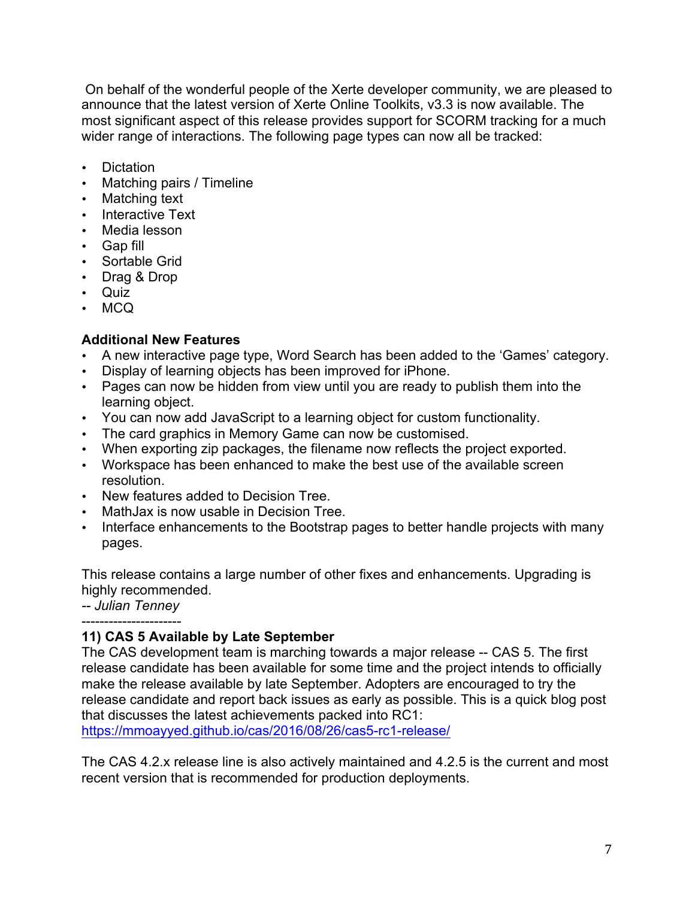On behalf of the wonderful people of the Xerte developer community, we are pleased to announce that the latest version of Xerte Online Toolkits, v3.3 is now available. The most significant aspect of this release provides support for SCORM tracking for a much wider range of interactions. The following page types can now all be tracked:

- Dictation
- Matching pairs / Timeline
- Matching text
- Interactive Text
- Media lesson
- Gap fill
- Sortable Grid
- Drag & Drop
- Quiz
- MCQ

**Additional New Features**

- A new interactive page type, Word Search has been added to the 'Games' category.
- Display of learning objects has been improved for iPhone.
- Pages can now be hidden from view until you are ready to publish them into the learning object.
- You can now add JavaScript to a learning object for custom functionality.
- The card graphics in Memory Game can now be customised.
- When exporting zip packages, the filename now reflects the project exported.
- Workspace has been enhanced to make the best use of the available screen resolution.
- New features added to Decision Tree.
- MathJax is now usable in Decision Tree.
- Interface enhancements to the Bootstrap pages to better handle projects with many pages.

This release contains a large number of other fixes and enhancements. Upgrading is highly recommended.
-- *Julian Tenney*

----------------------

**11) CAS 5 Available by Late September**

The CAS development team is marching towards a major release -- CAS 5. The first release candidate has been available for some time and the project intends to officially make the release available by late September. Adopters are encouraged to try the release candidate and report back issues as early as possible. This is a quick blog post that discusses the latest achievements packed into RC1:
https://mmoayyed.github.io/cas/2016/08/26/cas5-rc1-release/

The CAS 4.2.x release line is also actively maintained and 4.2.5 is the current and most recent version that is recommended for production deployments.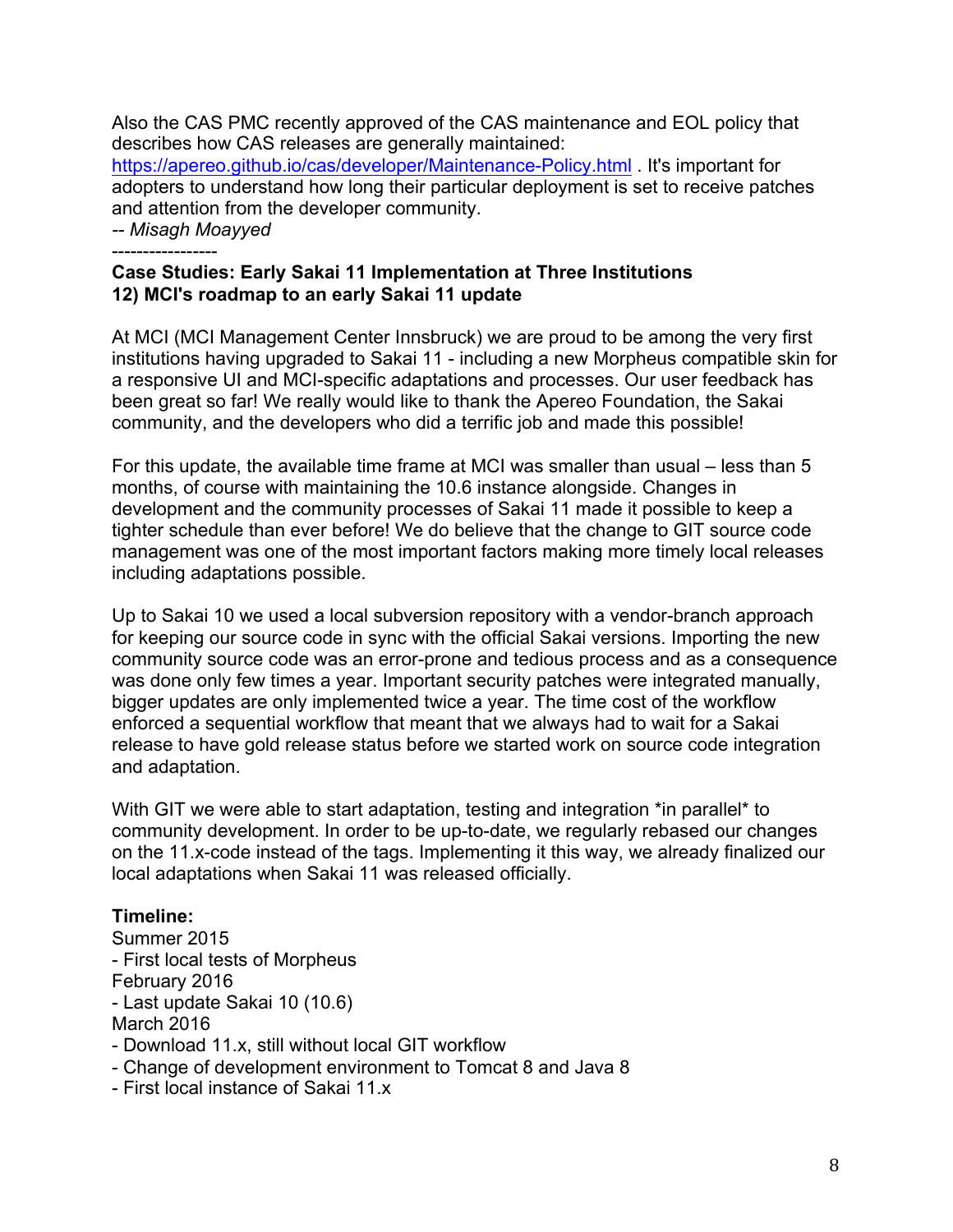Also the CAS PMC recently approved of the CAS maintenance and EOL policy that describes how CAS releases are generally maintained: https://apereo.github.io/cas/developer/Maintenance-Policy.html . It's important for adopters to understand how long their particular deployment is set to receive patches and attention from the developer community.

*-- Misagh Moayyed*

-----------------

**Case Studies: Early Sakai 11 Implementation at Three Institutions**
**12) MCI's roadmap to an early Sakai 11 update**

At MCI (MCI Management Center Innsbruck) we are proud to be among the very first institutions having upgraded to Sakai 11 - including a new Morpheus compatible skin for a responsive UI and MCI-specific adaptations and processes. Our user feedback has been great so far! We really would like to thank the Apereo Foundation, the Sakai community, and the developers who did a terrific job and made this possible!

For this update, the available time frame at MCI was smaller than usual – less than 5 months, of course with maintaining the 10.6 instance alongside. Changes in development and the community processes of Sakai 11 made it possible to keep a tighter schedule than ever before! We do believe that the change to GIT source code management was one of the most important factors making more timely local releases including adaptations possible.

Up to Sakai 10 we used a local subversion repository with a vendor-branch approach for keeping our source code in sync with the official Sakai versions. Importing the new community source code was an error-prone and tedious process and as a consequence was done only few times a year. Important security patches were integrated manually, bigger updates are only implemented twice a year. The time cost of the workflow enforced a sequential workflow that meant that we always had to wait for a Sakai release to have gold release status before we started work on source code integration and adaptation.

With GIT we were able to start adaptation, testing and integration *in parallel* to community development. In order to be up-to-date, we regularly rebased our changes on the 11.x-code instead of the tags. Implementing it this way, we already finalized our local adaptations when Sakai 11 was released officially.

**Timeline:**

Summer 2015
- First local tests of Morpheus

February 2016
- Last update Sakai 10 (10.6)

March 2016
- Download 11.x, still without local GIT workflow
- Change of development environment to Tomcat 8 and Java 8
- First local instance of Sakai 11.x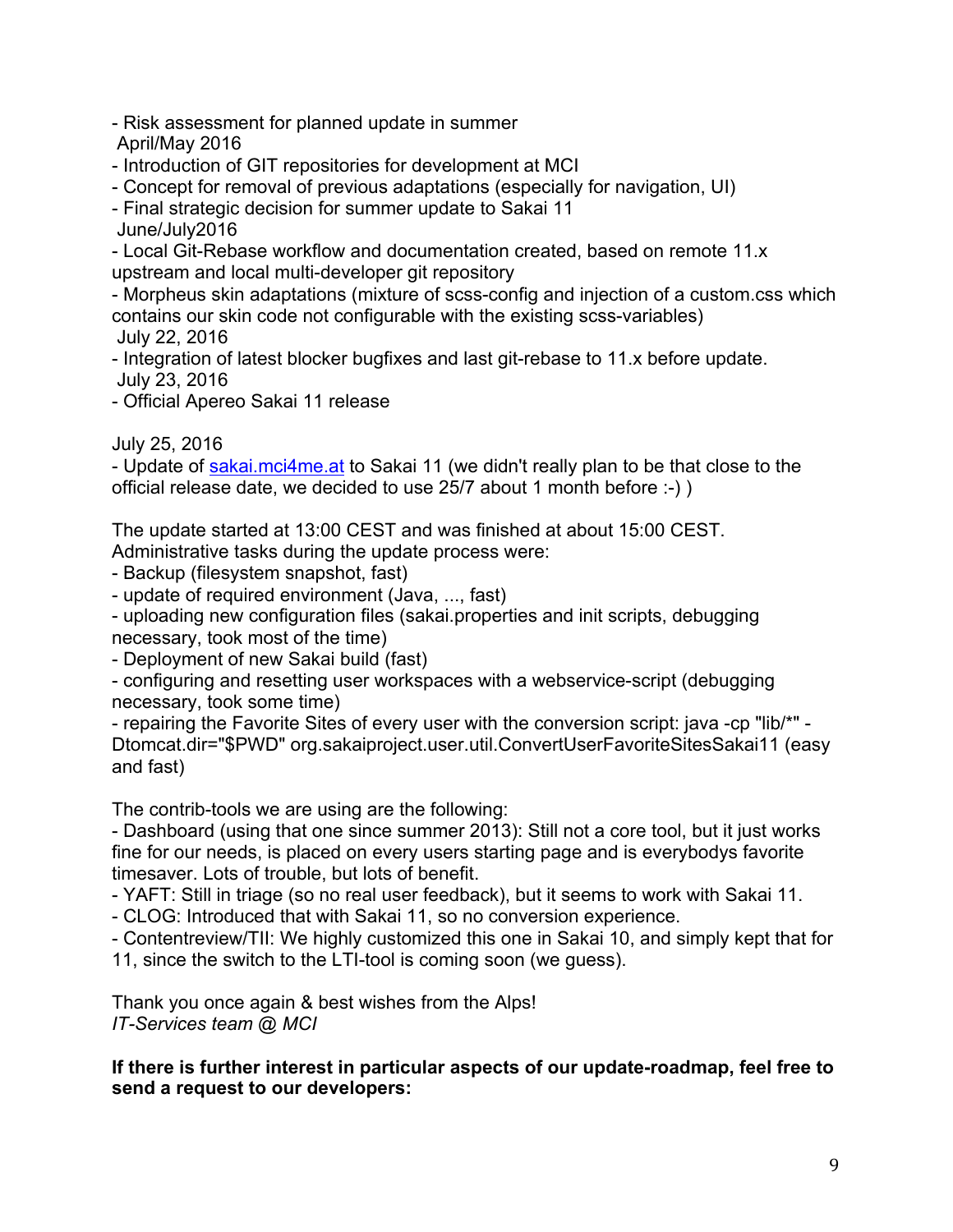- Risk assessment for planned update in summer

April/May 2016

- Introduction of GIT repositories for development at MCI
- Concept for removal of previous adaptations (especially for navigation, UI)
- Final strategic decision for summer update to Sakai 11

June/July2016

- Local Git-Rebase workflow and documentation created, based on remote 11.x upstream and local multi-developer git repository
- Morpheus skin adaptations (mixture of scss-config and injection of a custom.css which contains our skin code not configurable with the existing scss-variables)

July 22, 2016

- Integration of latest blocker bugfixes and last git-rebase to 11.x before update.

July 23, 2016

- Official Apereo Sakai 11 release

July 25, 2016

- Update of [sakai.mci4me.at](sakai.mci4me.at) to Sakai 11 (we didn't really plan to be that close to the official release date, we decided to use 25/7 about 1 month before :-) )

The update started at 13:00 CEST and was finished at about 15:00 CEST.
Administrative tasks during the update process were:

- Backup (filesystem snapshot, fast)
- update of required environment (Java, ..., fast)
- uploading new configuration files (sakai.properties and init scripts, debugging necessary, took most of the time)
- Deployment of new Sakai build (fast)
- configuring and resetting user workspaces with a webservice-script (debugging necessary, took some time)
- repairing the Favorite Sites of every user with the conversion script: java -cp "lib/*" -Dtomcat.dir="$PWD" org.sakaiproject.user.util.ConvertUserFavoriteSitesSakai11 (easy and fast)

The contrib-tools we are using are the following:

- Dashboard (using that one since summer 2013): Still not a core tool, but it just works fine for our needs, is placed on every users starting page and is everybodys favorite timesaver. Lots of trouble, but lots of benefit.
- YAFT: Still in triage (so no real user feedback), but it seems to work with Sakai 11.
- CLOG: Introduced that with Sakai 11, so no conversion experience.
- Contentreview/TII: We highly customized this one in Sakai 10, and simply kept that for 11, since the switch to the LTI-tool is coming soon (we guess).

Thank you once again & best wishes from the Alps!
*IT-Services team @ MCI*

**If there is further interest in particular aspects of our update-roadmap, feel free to send a request to our developers:**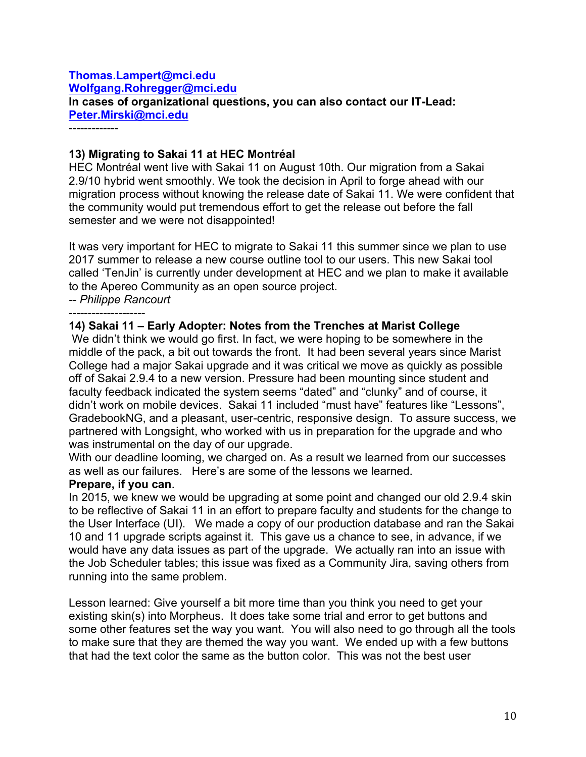[Thomas.Lampert@mci.edu](mailto:Thomas.Lampert@mci.edu)
[Wolfgang.Rohregger@mci.edu](mailto:Wolfgang.Rohregger@mci.edu)
**In cases of organizational questions, you can also contact our IT-Lead:**
[Peter.Mirski@mci.edu](mailto:Peter.Mirski@mci.edu)

-------------

**13) Migrating to Sakai 11 at HEC Montréal**

HEC Montréal went live with Sakai 11 on August 10th. Our migration from a Sakai 2.9/10 hybrid went smoothly. We took the decision in April to forge ahead with our migration process without knowing the release date of Sakai 11. We were confident that the community would put tremendous effort to get the release out before the fall semester and we were not disappointed!

It was very important for HEC to migrate to Sakai 11 this summer since we plan to use 2017 summer to release a new course outline tool to our users. This new Sakai tool called 'TenJin' is currently under development at HEC and we plan to make it available to the Apereo Community as an open source project.

*-- Philippe Rancourt*

--------------------

**14) Sakai 11 – Early Adopter: Notes from the Trenches at Marist College**

We didn't think we would go first. In fact, we were hoping to be somewhere in the middle of the pack, a bit out towards the front. It had been several years since Marist College had a major Sakai upgrade and it was critical we move as quickly as possible off of Sakai 2.9.4 to a new version. Pressure had been mounting since student and faculty feedback indicated the system seems "dated" and "clunky" and of course, it didn't work on mobile devices. Sakai 11 included "must have" features like "Lessons", GradebookNG, and a pleasant, user-centric, responsive design. To assure success, we partnered with Longsight, who worked with us in preparation for the upgrade and who was instrumental on the day of our upgrade.

With our deadline looming, we charged on. As a result we learned from our successes as well as our failures. Here's are some of the lessons we learned.

**Prepare, if you can**.

In 2015, we knew we would be upgrading at some point and changed our old 2.9.4 skin to be reflective of Sakai 11 in an effort to prepare faculty and students for the change to the User Interface (UI). We made a copy of our production database and ran the Sakai 10 and 11 upgrade scripts against it. This gave us a chance to see, in advance, if we would have any data issues as part of the upgrade. We actually ran into an issue with the Job Scheduler tables; this issue was fixed as a Community Jira, saving others from running into the same problem.

Lesson learned: Give yourself a bit more time than you think you need to get your existing skin(s) into Morpheus. It does take some trial and error to get buttons and some other features set the way you want. You will also need to go through all the tools to make sure that they are themed the way you want. We ended up with a few buttons that had the text color the same as the button color. This was not the best user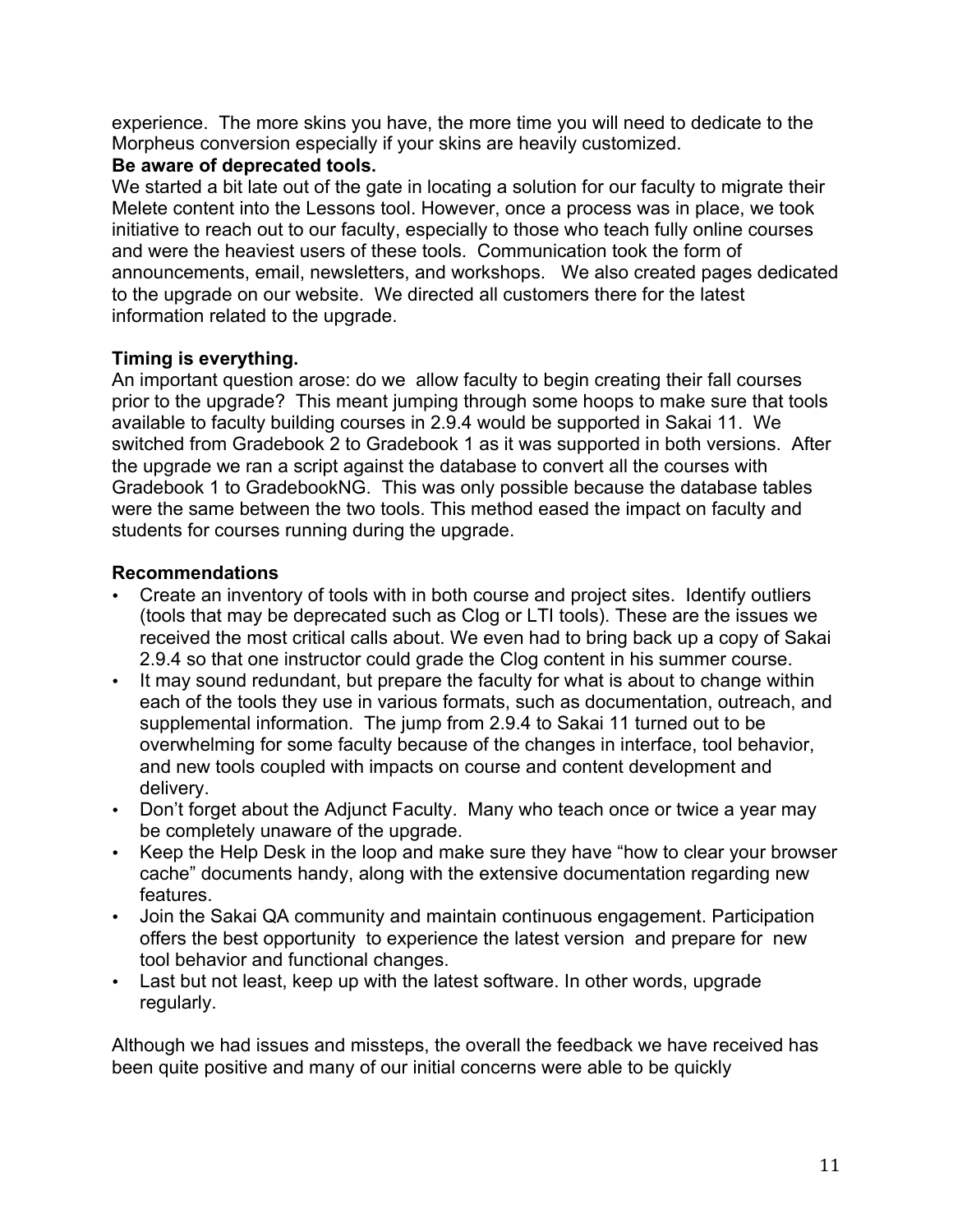experience. The more skins you have, the more time you will need to dedicate to the Morpheus conversion especially if your skins are heavily customized.

**Be aware of deprecated tools.**

We started a bit late out of the gate in locating a solution for our faculty to migrate their Melete content into the Lessons tool. However, once a process was in place, we took initiative to reach out to our faculty, especially to those who teach fully online courses and were the heaviest users of these tools. Communication took the form of announcements, email, newsletters, and workshops. We also created pages dedicated to the upgrade on our website. We directed all customers there for the latest information related to the upgrade.

**Timing is everything.**

An important question arose: do we allow faculty to begin creating their fall courses prior to the upgrade? This meant jumping through some hoops to make sure that tools available to faculty building courses in 2.9.4 would be supported in Sakai 11. We switched from Gradebook 2 to Gradebook 1 as it was supported in both versions. After the upgrade we ran a script against the database to convert all the courses with Gradebook 1 to GradebookNG. This was only possible because the database tables were the same between the two tools. This method eased the impact on faculty and students for courses running during the upgrade.

**Recommendations**

- Create an inventory of tools with in both course and project sites. Identify outliers (tools that may be deprecated such as Clog or LTI tools). These are the issues we received the most critical calls about. We even had to bring back up a copy of Sakai 2.9.4 so that one instructor could grade the Clog content in his summer course.
- It may sound redundant, but prepare the faculty for what is about to change within each of the tools they use in various formats, such as documentation, outreach, and supplemental information. The jump from 2.9.4 to Sakai 11 turned out to be overwhelming for some faculty because of the changes in interface, tool behavior, and new tools coupled with impacts on course and content development and delivery.
- Don't forget about the Adjunct Faculty. Many who teach once or twice a year may be completely unaware of the upgrade.
- Keep the Help Desk in the loop and make sure they have "how to clear your browser cache" documents handy, along with the extensive documentation regarding new features.
- Join the Sakai QA community and maintain continuous engagement. Participation offers the best opportunity to experience the latest version and prepare for new tool behavior and functional changes.
- Last but not least, keep up with the latest software. In other words, upgrade regularly.

Although we had issues and missteps, the overall the feedback we have received has been quite positive and many of our initial concerns were able to be quickly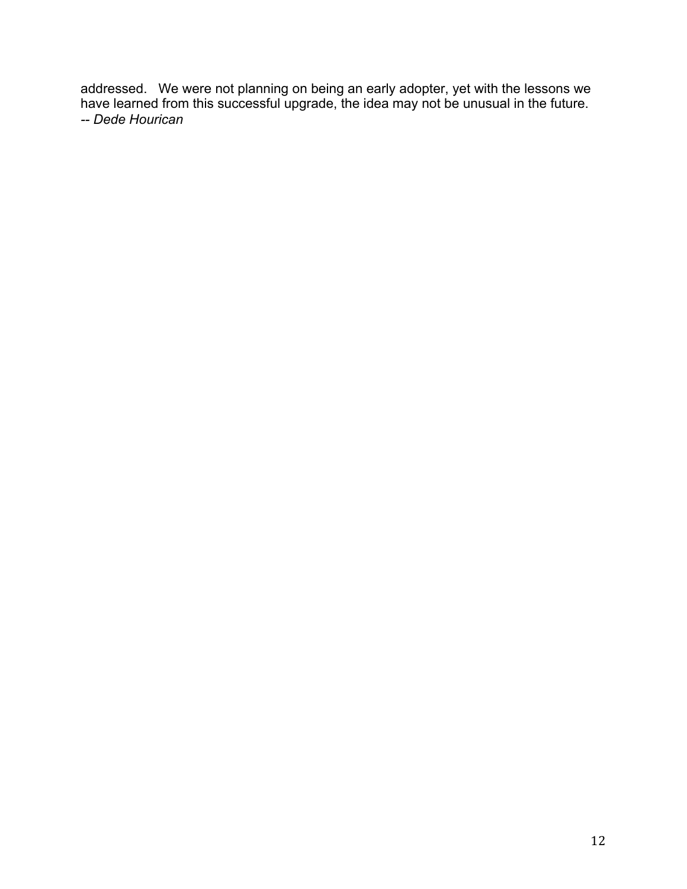addressed. We were not planning on being an early adopter, yet with the lessons we have learned from this successful upgrade, the idea may not be unusual in the future.
*-- Dede Hourican*